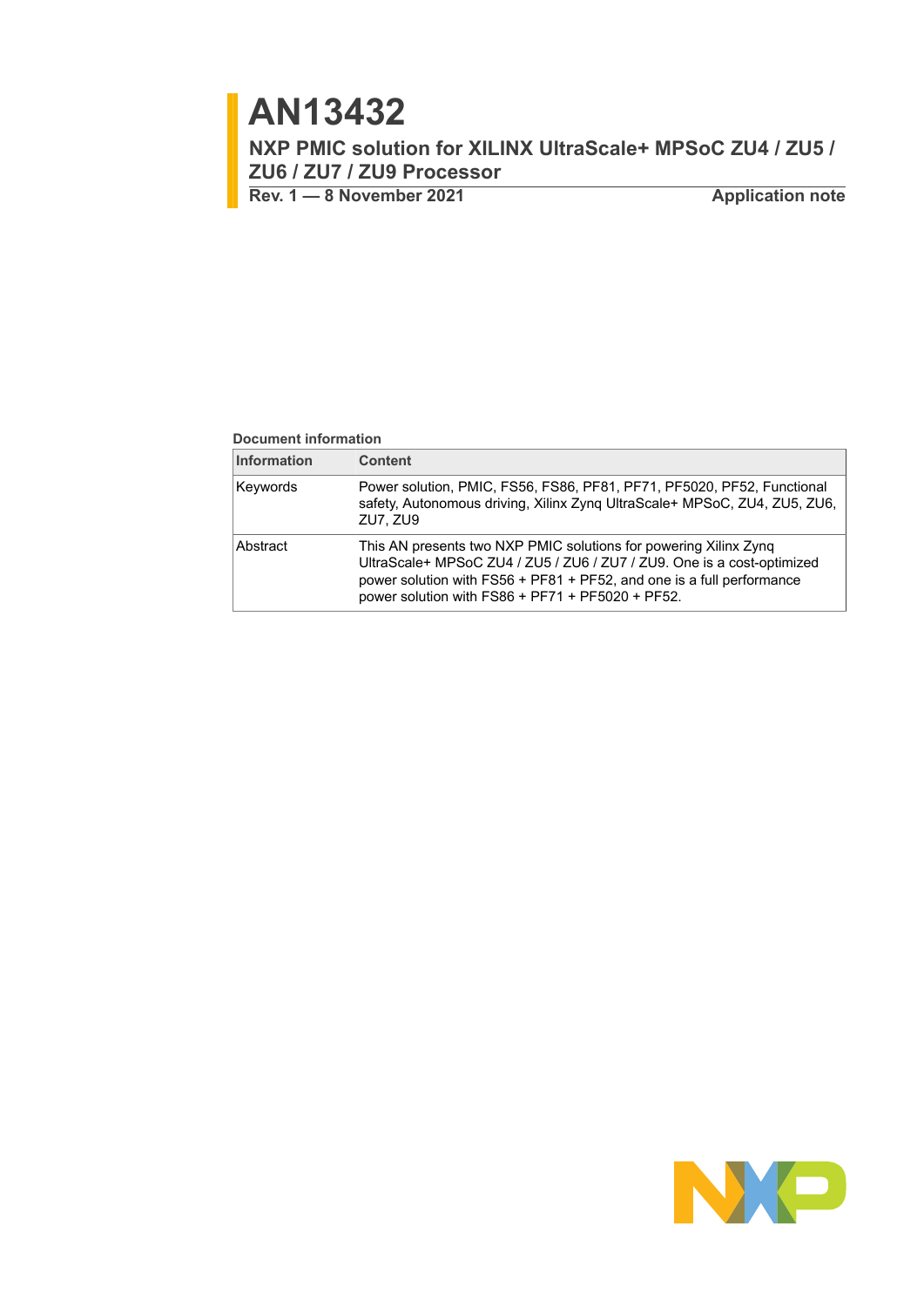# AN13432

## NXP PMIC solution for XILINX UltraScale+ MPSoC ZU4 / ZU5 / ZU6 / ZU7 / ZU9 Processor

**Rev. 1 — 8 November 2021** **Application note**

**Document information**

| Information | Content |
|---|---|
| Keywords | Power solution, PMIC, FS56, FS86, PF81, PF71, PF5020, PF52, Functional safety, Autonomous driving, Xilinx Zynq UltraScale+ MPSoC, ZU4, ZU5, ZU6, ZU7, ZU9 |
| Abstract | This AN presents two NXP PMIC solutions for powering Xilinx Zynq UltraScale+ MPSoC ZU4 / ZU5 / ZU6 / ZU7 / ZU9. One is a cost-optimized power solution with FS56 + PF81 + PF52, and one is a full performance power solution with FS86 + PF71 + PF5020 + PF52. |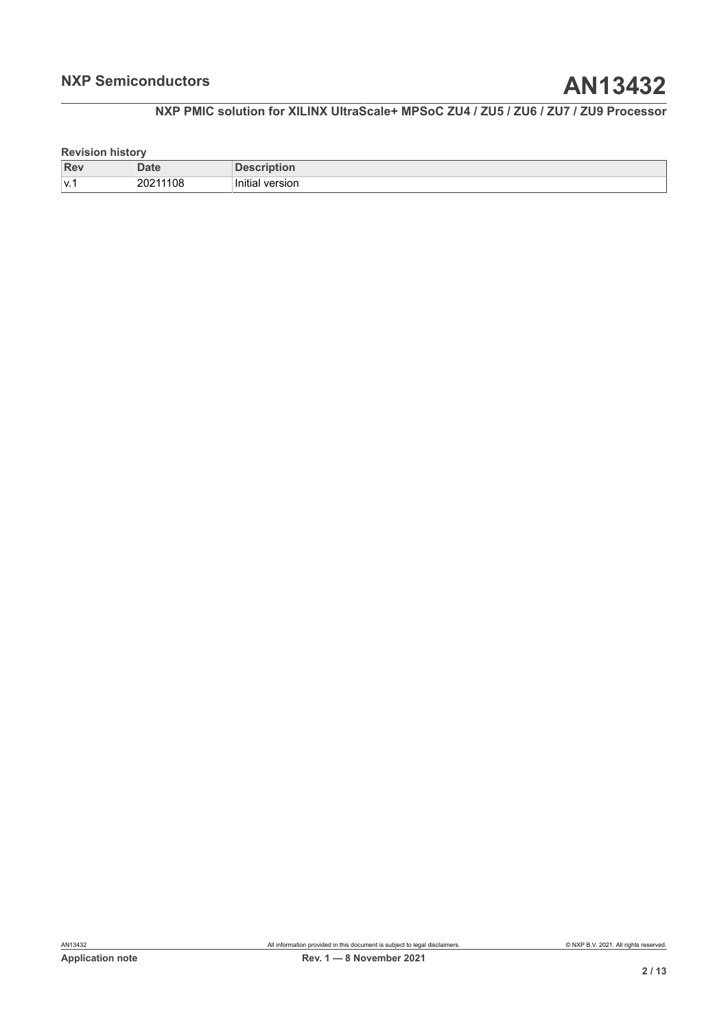**Revision history**

| Rev | Date | Description |
| --- | --- | --- |
| v.1 | 20211108 | Initial version |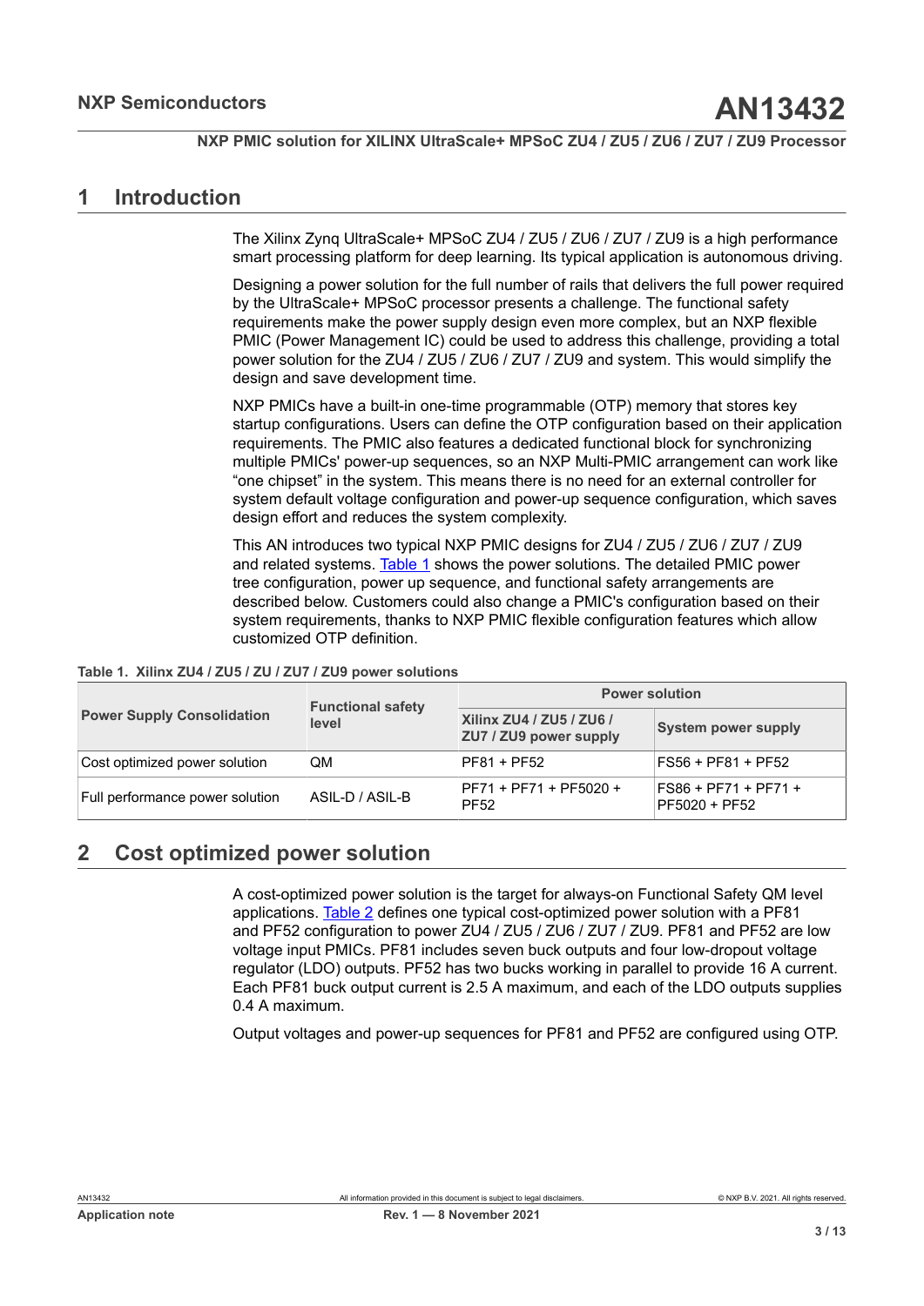## 1 Introduction

The Xilinx Zynq UltraScale+ MPSoC ZU4 / ZU5 / ZU6 / ZU7 / ZU9 is a high performance smart processing platform for deep learning. Its typical application is autonomous driving.

Designing a power solution for the full number of rails that delivers the full power required by the UltraScale+ MPSoC processor presents a challenge. The functional safety requirements make the power supply design even more complex, but an NXP flexible PMIC (Power Management IC) could be used to address this challenge, providing a total power solution for the ZU4 / ZU5 / ZU6 / ZU7 / ZU9 and system. This would simplify the design and save development time.

NXP PMICs have a built-in one-time programmable (OTP) memory that stores key startup configurations. Users can define the OTP configuration based on their application requirements. The PMIC also features a dedicated functional block for synchronizing multiple PMICs' power-up sequences, so an NXP Multi-PMIC arrangement can work like "one chipset" in the system. This means there is no need for an external controller for system default voltage configuration and power-up sequence configuration, which saves design effort and reduces the system complexity.

This AN introduces two typical NXP PMIC designs for ZU4 / ZU5 / ZU6 / ZU7 / ZU9 and related systems. Table 1 shows the power solutions. The detailed PMIC power tree configuration, power up sequence, and functional safety arrangements are described below. Customers could also change a PMIC's configuration based on their system requirements, thanks to NXP PMIC flexible configuration features which allow customized OTP definition.

**Table 1. Xilinx ZU4 / ZU5 / ZU / ZU7 / ZU9 power solutions**

| Power Supply Consolidation | Functional safety level | Power solution | |
|---|---|---|---|
| | | Xilinx ZU4 / ZU5 / ZU6 / ZU7 / ZU9 power supply | System power supply |
| Cost optimized power solution | QM | PF81 + PF52 | FS56 + PF81 + PF52 |
| Full performance power solution | ASIL-D / ASIL-B | PF71 + PF71 + PF5020 + PF52 | FS86 + PF71 + PF71 + PF5020 + PF52 |

## 2 Cost optimized power solution

A cost-optimized power solution is the target for always-on Functional Safety QM level applications. Table 2 defines one typical cost-optimized power solution with a PF81 and PF52 configuration to power ZU4 / ZU5 / ZU6 / ZU7 / ZU9. PF81 and PF52 are low voltage input PMICs. PF81 includes seven buck outputs and four low-dropout voltage regulator (LDO) outputs. PF52 has two bucks working in parallel to provide 16 A current. Each PF81 buck output current is 2.5 A maximum, and each of the LDO outputs supplies 0.4 A maximum.

Output voltages and power-up sequences for PF81 and PF52 are configured using OTP.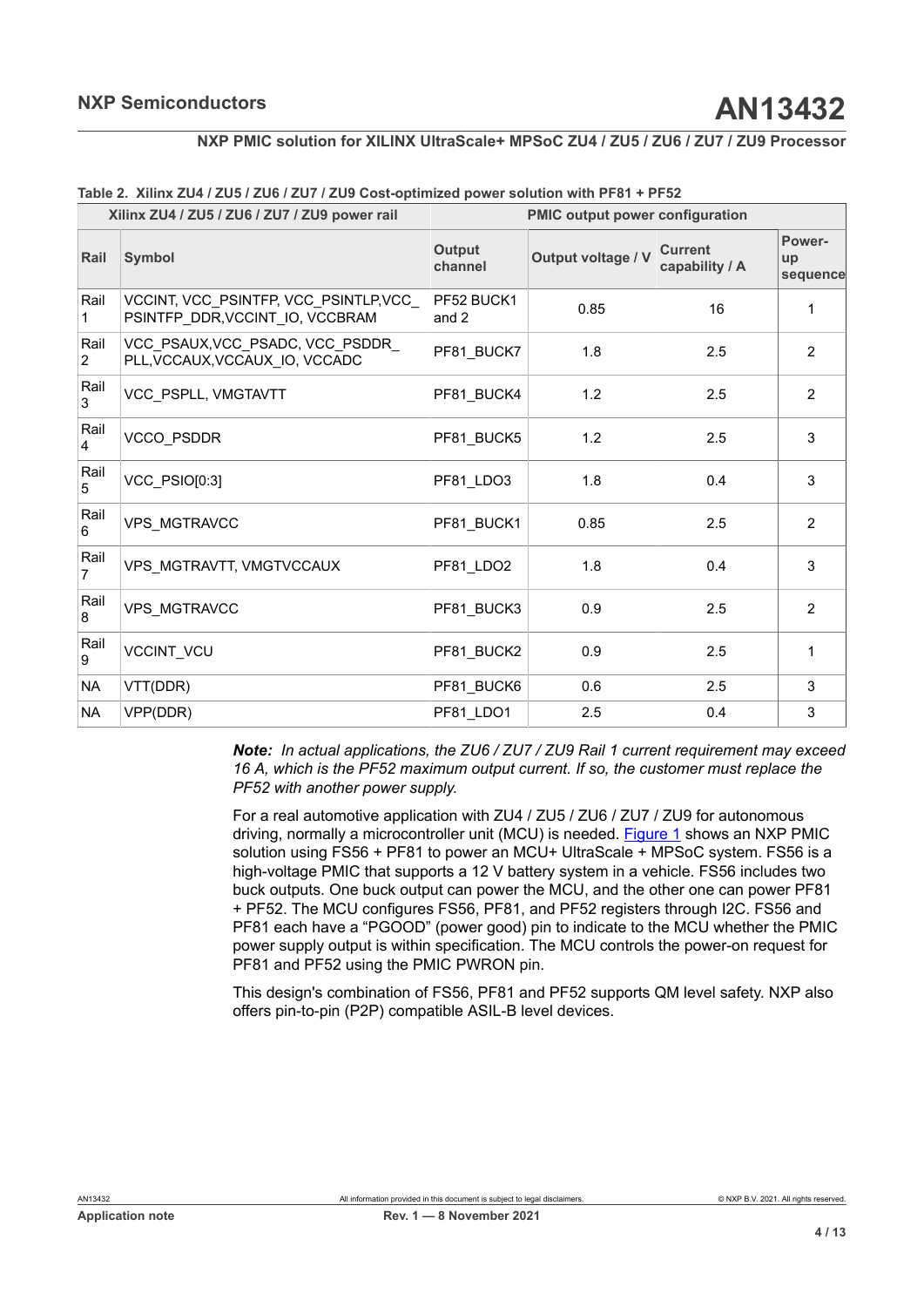**Table 2. Xilinx ZU4 / ZU5 / ZU6 / ZU7 / ZU9 Cost-optimized power solution with PF81 + PF52**

| Xilinx ZU4 / ZU5 / ZU6 / ZU7 / ZU9 power rail | | PMIC output power configuration | | | |
|---|---|---|---|---|---|
| **Rail** | **Symbol** | **Output channel** | **Output voltage / V** | **Current capability / A** | **Power-up sequence** |
| Rail 1 | VCCINT, VCC_PSINTFP, VCC_PSINTLP,VCC_PSINTFP_DDR,VCCINT_IO, VCCBRAM | PF52 BUCK1 and 2 | 0.85 | 16 | 1 |
| Rail 2 | VCC_PSAUX,VCC_PSADC, VCC_PSDDR_PLL,VCCAUX,VCCAUX_IO, VCCADC | PF81_BUCK7 | 1.8 | 2.5 | 2 |
| Rail 3 | VCC_PSPLL, VMGTAVTT | PF81_BUCK4 | 1.2 | 2.5 | 2 |
| Rail 4 | VCCO_PSDDR | PF81_BUCK5 | 1.2 | 2.5 | 3 |
| Rail 5 | VCC_PSIO[0:3] | PF81_LDO3 | 1.8 | 0.4 | 3 |
| Rail 6 | VPS_MGTRAVCC | PF81_BUCK1 | 0.85 | 2.5 | 2 |
| Rail 7 | VPS_MGTRAVTT, VMGTVCCAUX | PF81_LDO2 | 1.8 | 0.4 | 3 |
| Rail 8 | VPS_MGTRAVCC | PF81_BUCK3 | 0.9 | 2.5 | 2 |
| Rail 9 | VCCINT_VCU | PF81_BUCK2 | 0.9 | 2.5 | 1 |
| NA | VTT(DDR) | PF81_BUCK6 | 0.6 | 2.5 | 3 |
| NA | VPP(DDR) | PF81_LDO1 | 2.5 | 0.4 | 3 |

***Note:*** *In actual applications, the ZU6 / ZU7 / ZU9 Rail 1 current requirement may exceed 16 A, which is the PF52 maximum output current. If so, the customer must replace the PF52 with another power supply.*

For a real automotive application with ZU4 / ZU5 / ZU6 / ZU7 / ZU9 for autonomous driving, normally a microcontroller unit (MCU) is needed. Figure 1 shows an NXP PMIC solution using FS56 + PF81 to power an MCU+ UltraScale + MPSoC system. FS56 is a high-voltage PMIC that supports a 12 V battery system in a vehicle. FS56 includes two buck outputs. One buck output can power the MCU, and the other one can power PF81 + PF52. The MCU configures FS56, PF81, and PF52 registers through I2C. FS56 and PF81 each have a "PGOOD" (power good) pin to indicate to the MCU whether the PMIC power supply output is within specification. The MCU controls the power-on request for PF81 and PF52 using the PMIC PWRON pin.

This design's combination of FS56, PF81 and PF52 supports QM level safety. NXP also offers pin-to-pin (P2P) compatible ASIL-B level devices.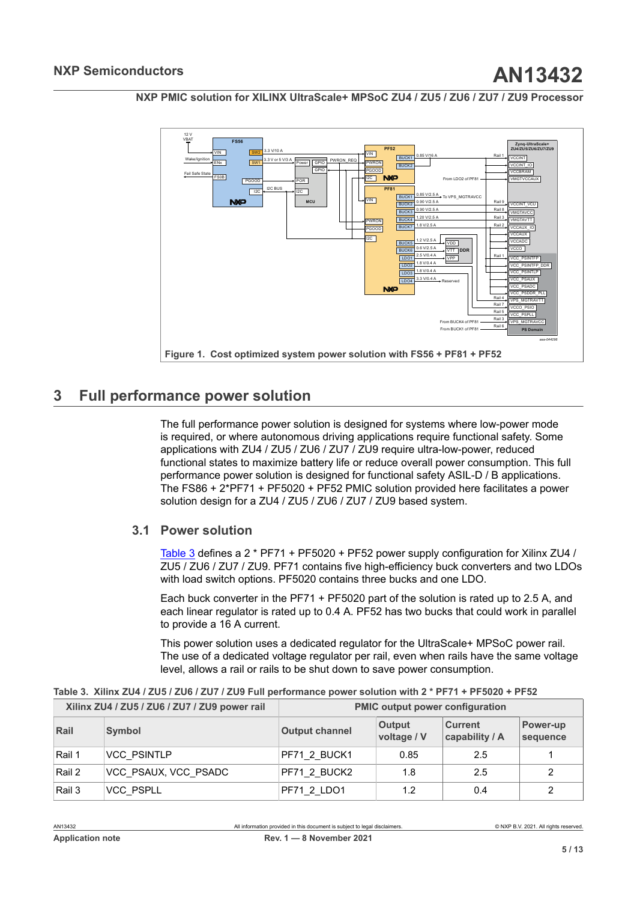Figure 1. Cost optimized system power solution with FS56 + PF81 + PF52

## 3 Full performance power solution

The full performance power solution is designed for systems where low-power mode is required, or where autonomous driving applications require functional safety. Some applications with ZU4 / ZU5 / ZU6 / ZU7 / ZU9 require ultra-low-power, reduced functional states to maximize battery life or reduce overall power consumption. This full performance power solution is designed for functional safety ASIL-D / B applications. The FS86 + 2*PF71 + PF5020 + PF52 PMIC solution provided here facilitates a power solution design for a ZU4 / ZU5 / ZU6 / ZU7 / ZU9 based system.

### 3.1 Power solution

Table 3 defines a 2 * PF71 + PF5020 + PF52 power supply configuration for Xilinx ZU4 / ZU5 / ZU6 / ZU7 / ZU9. PF71 contains five high-efficiency buck converters and two LDOs with load switch options. PF5020 contains three bucks and one LDO.

Each buck converter in the PF71 + PF5020 part of the solution is rated up to 2.5 A, and each linear regulator is rated up to 0.4 A. PF52 has two bucks that could work in parallel to provide a 16 A current.

This power solution uses a dedicated regulator for the UltraScale+ MPSoC power rail. The use of a dedicated voltage regulator per rail, even when rails have the same voltage level, allows a rail or rails to be shut down to save power consumption.

Table 3. Xilinx ZU4 / ZU5 / ZU6 / ZU7 / ZU9 Full performance power solution with 2 * PF71 + PF5020 + PF52

| Xilinx ZU4 / ZU5 / ZU6 / ZU7 / ZU9 power rail | | PMIC output power configuration | | | |
|---|---|---|---|---|---|
| Rail | Symbol | Output channel | Output voltage / V | Current capability / A | Power-up sequence |
| Rail 1 | VCC_PSINTLP | PF71_2_BUCK1 | 0.85 | 2.5 | 1 |
| Rail 2 | VCC_PSAUX, VCC_PSADC | PF71_2_BUCK2 | 1.8 | 2.5 | 2 |
| Rail 3 | VCC_PSPLL | PF71_2_LDO1 | 1.2 | 0.4 | 2 |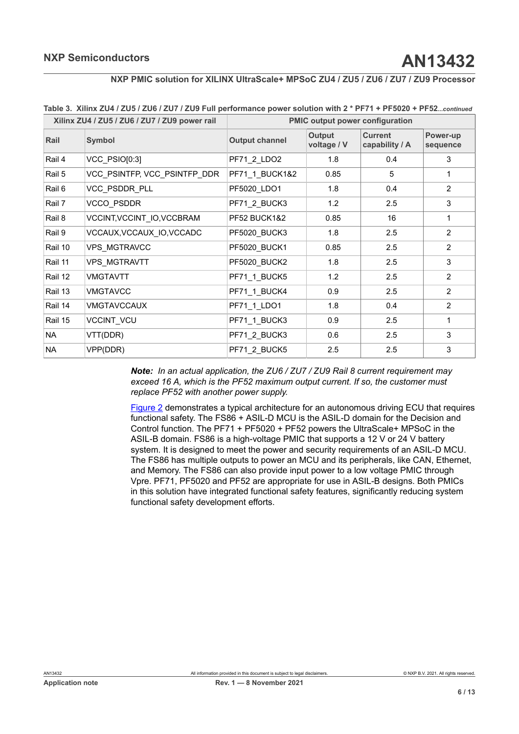Table 3. Xilinx ZU4 / ZU5 / ZU6 / ZU7 / ZU9 Full performance power solution with 2 * PF71 + PF5020 + PF52...*continued*

| Xilinx ZU4 / ZU5 / ZU6 / ZU7 / ZU9 power rail | | PMIC output power configuration | | | |
|---|---|---|---|---|---|
| **Rail** | **Symbol** | **Output channel** | **Output voltage / V** | **Current capability / A** | **Power-up sequence** |
| Rail 4 | VCC_PSIO[0:3] | PF71_2_LDO2 | 1.8 | 0.4 | 3 |
| Rail 5 | VCC_PSINTFP, VCC_PSINTFP_DDR | PF71_1_BUCK1&2 | 0.85 | 5 | 1 |
| Rail 6 | VCC_PSDDR_PLL | PF5020_LDO1 | 1.8 | 0.4 | 2 |
| Rail 7 | VCCO_PSDDR | PF71_2_BUCK3 | 1.2 | 2.5 | 3 |
| Rail 8 | VCCINT,VCCINT_IO,VCCBRAM | PF52 BUCK1&2 | 0.85 | 16 | 1 |
| Rail 9 | VCCAUX,VCCAUX_IO,VCCADC | PF5020_BUCK3 | 1.8 | 2.5 | 2 |
| Rail 10 | VPS_MGTRAVCC | PF5020_BUCK1 | 0.85 | 2.5 | 2 |
| Rail 11 | VPS_MGTRAVTT | PF5020_BUCK2 | 1.8 | 2.5 | 3 |
| Rail 12 | VMGTAVTT | PF71_1_BUCK5 | 1.2 | 2.5 | 2 |
| Rail 13 | VMGTAVCC | PF71_1_BUCK4 | 0.9 | 2.5 | 2 |
| Rail 14 | VMGTAVCCAUX | PF71_1_LDO1 | 1.8 | 0.4 | 2 |
| Rail 15 | VCCINT_VCU | PF71_1_BUCK3 | 0.9 | 2.5 | 1 |
| NA | VTT(DDR) | PF71_2_BUCK3 | 0.6 | 2.5 | 3 |
| NA | VPP(DDR) | PF71_2_BUCK5 | 2.5 | 2.5 | 3 |

***Note:*** *In an actual application, the ZU6 / ZU7 / ZU9 Rail 8 current requirement may exceed 16 A, which is the PF52 maximum output current. If so, the customer must replace PF52 with another power supply.*

Figure 2 demonstrates a typical architecture for an autonomous driving ECU that requires functional safety. The FS86 + ASIL-D MCU is the ASIL-D domain for the Decision and Control function. The PF71 + PF5020 + PF52 powers the UltraScale+ MPSoC in the ASIL-B domain. FS86 is a high-voltage PMIC that supports a 12 V or 24 V battery system. It is designed to meet the power and security requirements of an ASIL-D MCU. The FS86 has multiple outputs to power an MCU and its peripherals, like CAN, Ethernet, and Memory. The FS86 can also provide input power to a low voltage PMIC through Vpre. PF71, PF5020 and PF52 are appropriate for use in ASIL-B designs. Both PMICs in this solution have integrated functional safety features, significantly reducing system functional safety development efforts.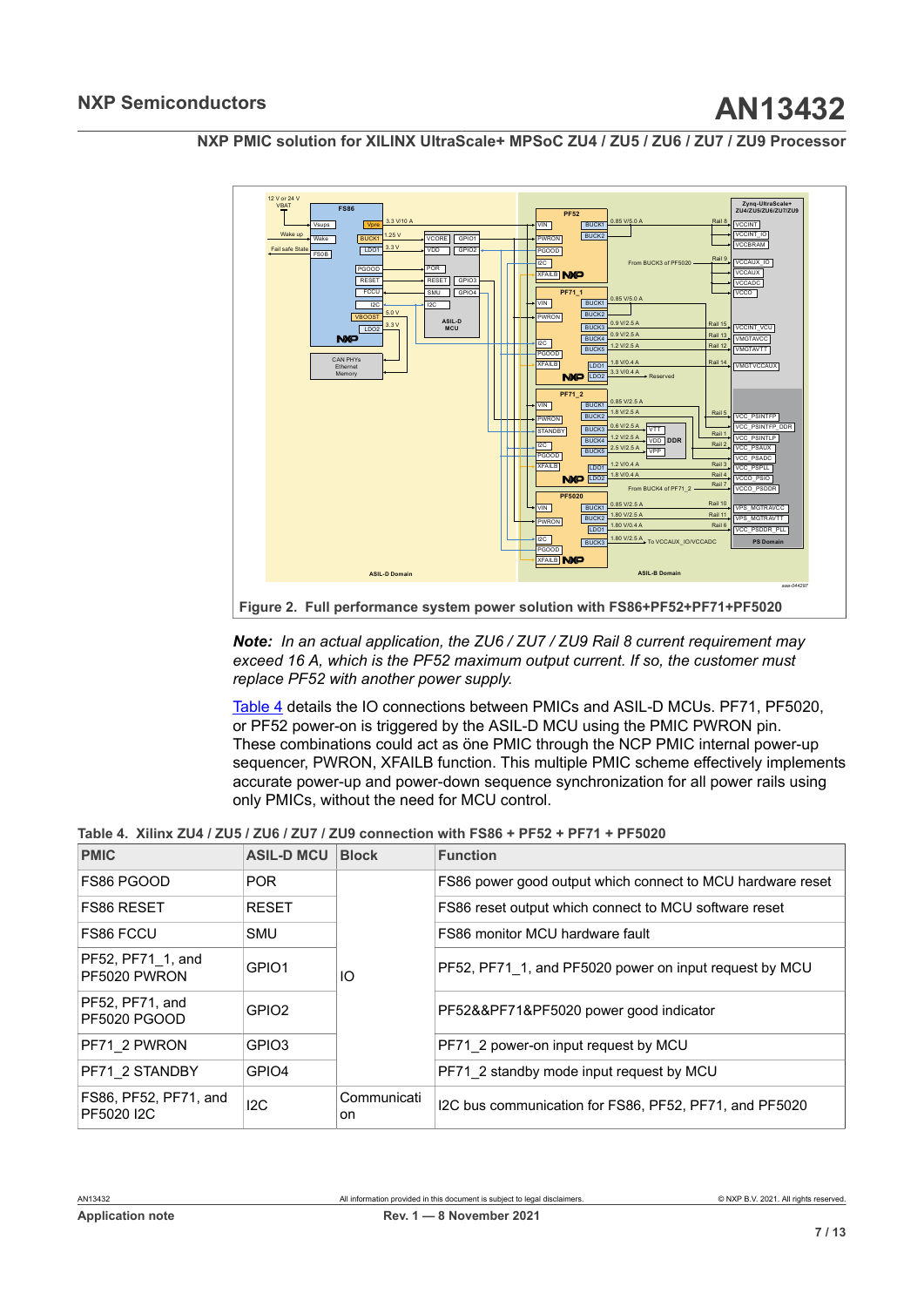**Figure 2. Full performance system power solution with FS86+PF52+PF71+PF5020**

***Note:*** *In an actual application, the ZU6 / ZU7 / ZU9 Rail 8 current requirement may exceed 16 A, which is the PF52 maximum output current. If so, the customer must replace PF52 with another power supply.*

Table 4 details the IO connections between PMICs and ASIL-D MCUs. PF71, PF5020, or PF52 power-on is triggered by the ASIL-D MCU using the PMIC PWRON pin. These combinations could act as öne PMIC through the NCP PMIC internal power-up sequencer, PWRON, XFAILB function. This multiple PMIC scheme effectively implements accurate power-up and power-down sequence synchronization for all power rails using only PMICs, without the need for MCU control.

**Table 4. Xilinx ZU4 / ZU5 / ZU6 / ZU7 / ZU9 connection with FS86 + PF52 + PF71 + PF5020**

| PMIC | ASIL-D MCU | Block | Function |
|---|---|---|---|
| FS86 PGOOD | POR | IO | FS86 power good output which connect to MCU hardware reset |
| FS86 RESET | RESET | | FS86 reset output which connect to MCU software reset |
| FS86 FCCU | SMU | | FS86 monitor MCU hardware fault |
| PF52, PF71_1, and PF5020 PWRON | GPIO1 | | PF52, PF71_1, and PF5020 power on input request by MCU |
| PF52, PF71, and PF5020 PGOOD | GPIO2 | | PF52&&PF71&PF5020 power good indicator |
| PF71_2 PWRON | GPIO3 | | PF71_2 power-on input request by MCU |
| PF71_2 STANDBY | GPIO4 | | PF71_2 standby mode input request by MCU |
| FS86, PF52, PF71, and PF5020 I2C | I2C | Communication | I2C bus communication for FS86, PF52, PF71, and PF5020 |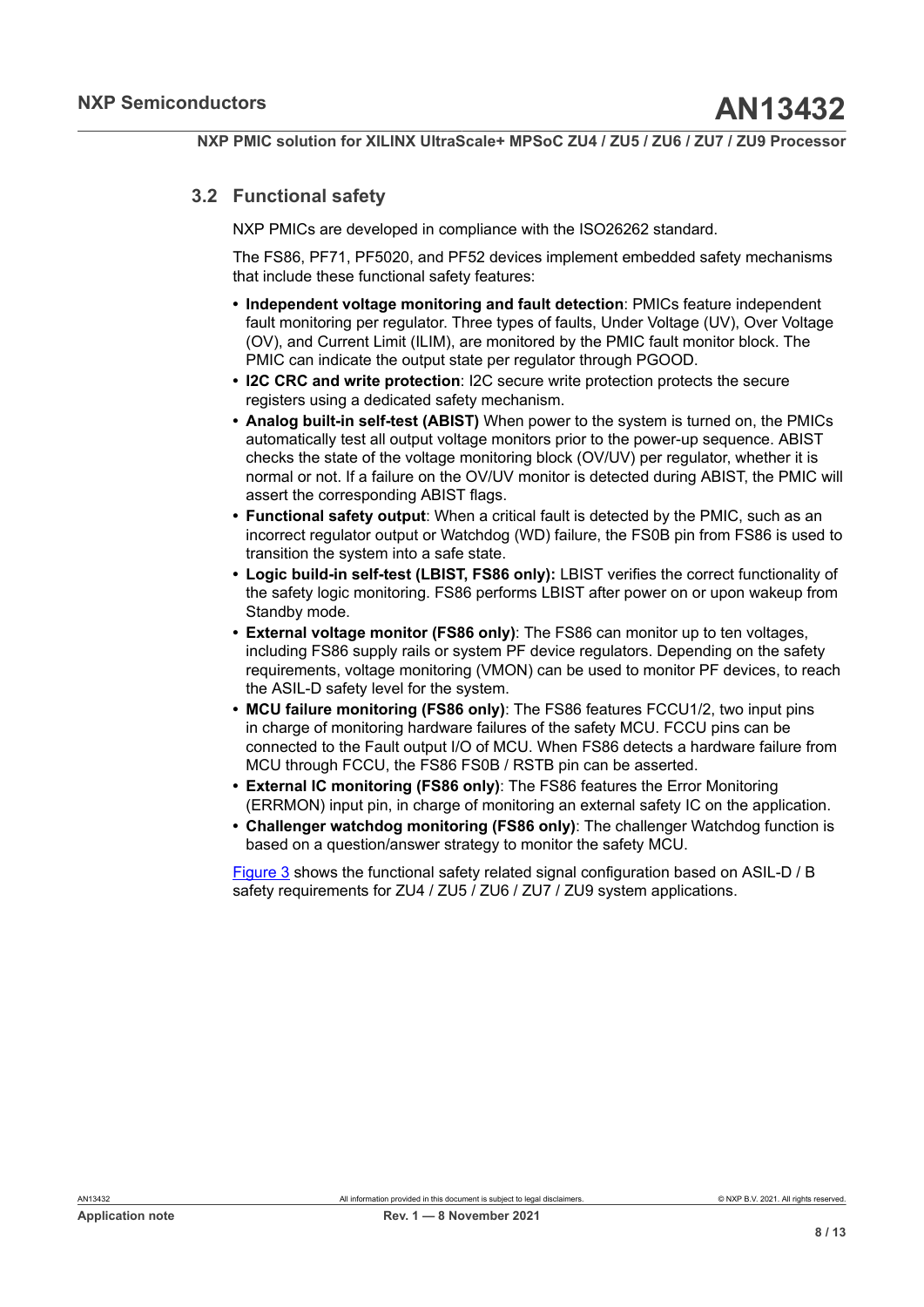## 3.2 Functional safety

NXP PMICs are developed in compliance with the ISO26262 standard.

The FS86, PF71, PF5020, and PF52 devices implement embedded safety mechanisms that include these functional safety features:

- **Independent voltage monitoring and fault detection**: PMICs feature independent fault monitoring per regulator. Three types of faults, Under Voltage (UV), Over Voltage (OV), and Current Limit (ILIM), are monitored by the PMIC fault monitor block. The PMIC can indicate the output state per regulator through PGOOD.
- **I2C CRC and write protection**: I2C secure write protection protects the secure registers using a dedicated safety mechanism.
- **Analog built-in self-test (ABIST)** When power to the system is turned on, the PMICs automatically test all output voltage monitors prior to the power-up sequence. ABIST checks the state of the voltage monitoring block (OV/UV) per regulator, whether it is normal or not. If a failure on the OV/UV monitor is detected during ABIST, the PMIC will assert the corresponding ABIST flags.
- **Functional safety output**: When a critical fault is detected by the PMIC, such as an incorrect regulator output or Watchdog (WD) failure, the FS0B pin from FS86 is used to transition the system into a safe state.
- **Logic build-in self-test (LBIST, FS86 only):** LBIST verifies the correct functionality of the safety logic monitoring. FS86 performs LBIST after power on or upon wakeup from Standby mode.
- **External voltage monitor (FS86 only)**: The FS86 can monitor up to ten voltages, including FS86 supply rails or system PF device regulators. Depending on the safety requirements, voltage monitoring (VMON) can be used to monitor PF devices, to reach the ASIL-D safety level for the system.
- **MCU failure monitoring (FS86 only)**: The FS86 features FCCU1/2, two input pins in charge of monitoring hardware failures of the safety MCU. FCCU pins can be connected to the Fault output I/O of MCU. When FS86 detects a hardware failure from MCU through FCCU, the FS86 FS0B / RSTB pin can be asserted.
- **External IC monitoring (FS86 only)**: The FS86 features the Error Monitoring (ERRMON) input pin, in charge of monitoring an external safety IC on the application.
- **Challenger watchdog monitoring (FS86 only)**: The challenger Watchdog function is based on a question/answer strategy to monitor the safety MCU.

Figure 3 shows the functional safety related signal configuration based on ASIL-D / B safety requirements for ZU4 / ZU5 / ZU6 / ZU7 / ZU9 system applications.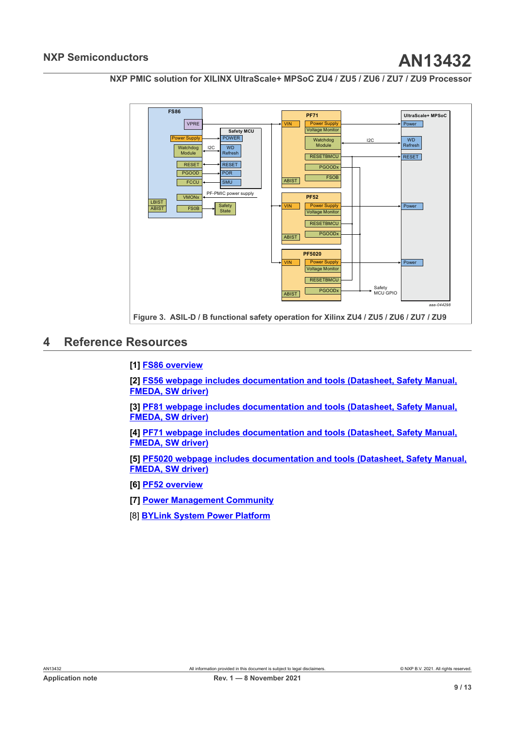Figure 3. ASIL-D / B functional safety operation for Xilinx ZU4 / ZU5 / ZU6 / ZU7 / ZU9

## 4 Reference Resources

**[1] FS86 overview**

**[2] FS56 webpage includes documentation and tools (Datasheet, Safety Manual, FMEDA, SW driver)**

**[3] PF81 webpage includes documentation and tools (Datasheet, Safety Manual, FMEDA, SW driver)**

**[4] PF71 webpage includes documentation and tools (Datasheet, Safety Manual, FMEDA, SW driver)**

**[5] PF5020 webpage includes documentation and tools (Datasheet, Safety Manual, FMEDA, SW driver)**

**[6] PF52 overview**

**[7] Power Management Community**

[8] **BYLink System Power Platform**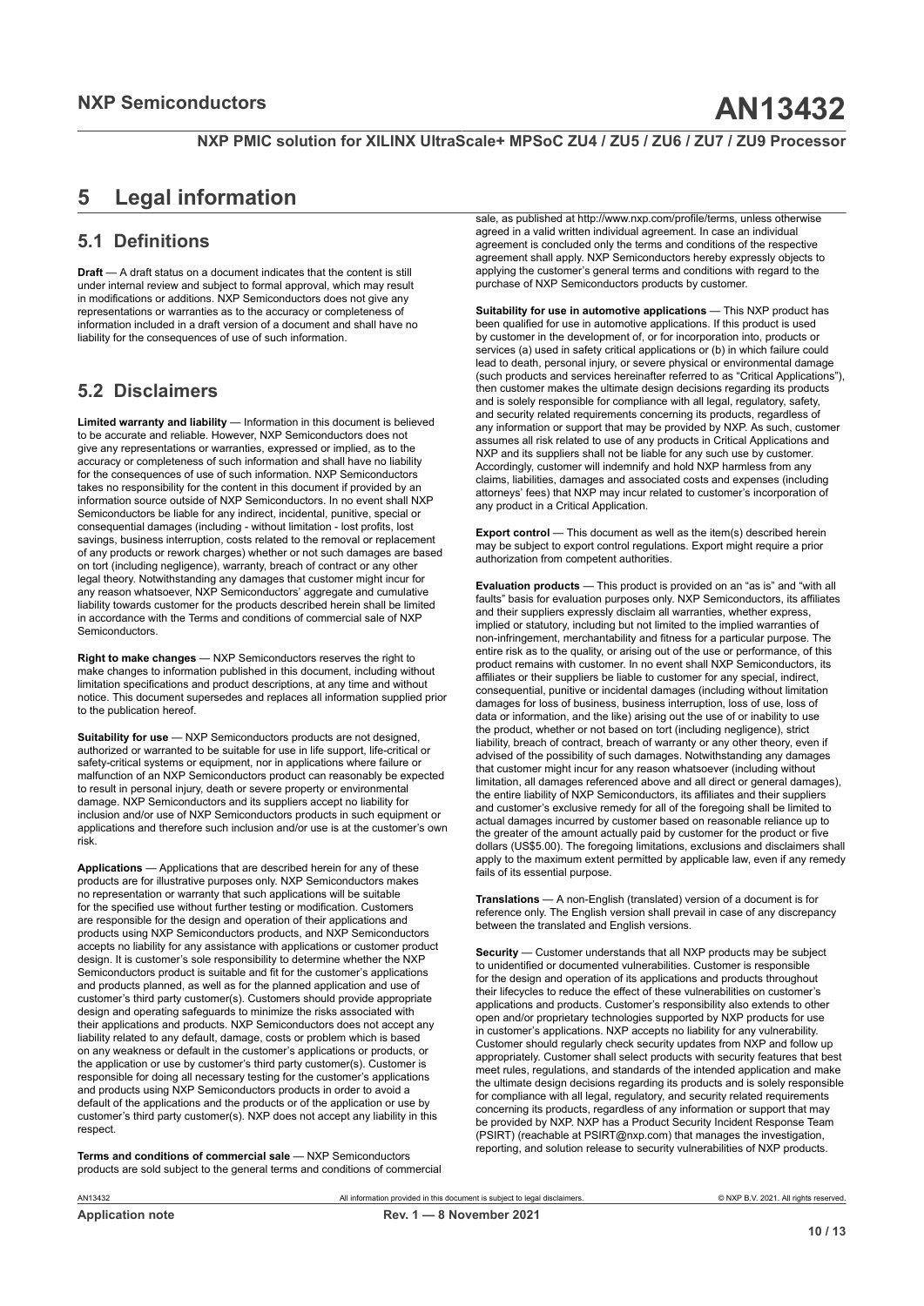# 5 Legal information

## 5.1 Definitions

**Draft** — A draft status on a document indicates that the content is still under internal review and subject to formal approval, which may result in modifications or additions. NXP Semiconductors does not give any representations or warranties as to the accuracy or completeness of information included in a draft version of a document and shall have no liability for the consequences of use of such information.

## 5.2 Disclaimers

**Limited warranty and liability** — Information in this document is believed to be accurate and reliable. However, NXP Semiconductors does not give any representations or warranties, expressed or implied, as to the accuracy or completeness of such information and shall have no liability for the consequences of use of such information. NXP Semiconductors takes no responsibility for the content in this document if provided by an information source outside of NXP Semiconductors. In no event shall NXP Semiconductors be liable for any indirect, incidental, punitive, special or consequential damages (including - without limitation - lost profits, lost savings, business interruption, costs related to the removal or replacement of any products or rework charges) whether or not such damages are based on tort (including negligence), warranty, breach of contract or any other legal theory. Notwithstanding any damages that customer might incur for any reason whatsoever, NXP Semiconductors' aggregate and cumulative liability towards customer for the products described herein shall be limited in accordance with the Terms and conditions of commercial sale of NXP Semiconductors.

**Right to make changes** — NXP Semiconductors reserves the right to make changes to information published in this document, including without limitation specifications and product descriptions, at any time and without notice. This document supersedes and replaces all information supplied prior to the publication hereof.

**Suitability for use** — NXP Semiconductors products are not designed, authorized or warranted to be suitable for use in life support, life-critical or safety-critical systems or equipment, nor in applications where failure or malfunction of an NXP Semiconductors product can reasonably be expected to result in personal injury, death or severe property or environmental damage. NXP Semiconductors and its suppliers accept no liability for inclusion and/or use of NXP Semiconductors products in such equipment or applications and therefore such inclusion and/or use is at the customer's own risk.

**Applications** — Applications that are described herein for any of these products are for illustrative purposes only. NXP Semiconductors makes no representation or warranty that such applications will be suitable for the specified use without further testing or modification. Customers are responsible for the design and operation of their applications and products using NXP Semiconductors products, and NXP Semiconductors accepts no liability for any assistance with applications or customer product design. It is customer's sole responsibility to determine whether the NXP Semiconductors product is suitable and fit for the customer's applications and products planned, as well as for the planned application and use of customer's third party customer(s). Customers should provide appropriate design and operating safeguards to minimize the risks associated with their applications and products. NXP Semiconductors does not accept any liability related to any default, damage, costs or problem which is based on any weakness or default in the customer's applications or products, or the application or use by customer's third party customer(s). Customer is responsible for doing all necessary testing for the customer's applications and products using NXP Semiconductors products in order to avoid a default of the applications and the products or of the application or use by customer's third party customer(s). NXP does not accept any liability in this respect.

**Terms and conditions of commercial sale** — NXP Semiconductors products are sold subject to the general terms and conditions of commercial sale, as published at http://www.nxp.com/profile/terms, unless otherwise agreed in a valid written individual agreement. In case an individual agreement is concluded only the terms and conditions of the respective agreement shall apply. NXP Semiconductors hereby expressly objects to applying the customer's general terms and conditions with regard to the purchase of NXP Semiconductors products by customer.

**Suitability for use in automotive applications** — This NXP product has been qualified for use in automotive applications. If this product is used by customer in the development of, or for incorporation into, products or services (a) used in safety critical applications or (b) in which failure could lead to death, personal injury, or severe physical or environmental damage (such products and services hereinafter referred to as "Critical Applications"), then customer makes the ultimate design decisions regarding its products and is solely responsible for compliance with all legal, regulatory, safety, and security related requirements concerning its products, regardless of any information or support that may be provided by NXP. As such, customer assumes all risk related to use of any products in Critical Applications and NXP and its suppliers shall not be liable for any such use by customer. Accordingly, customer will indemnify and hold NXP harmless from any claims, liabilities, damages and associated costs and expenses (including attorneys' fees) that NXP may incur related to customer's incorporation of any product in a Critical Application.

**Export control** — This document as well as the item(s) described herein may be subject to export control regulations. Export might require a prior authorization from competent authorities.

**Evaluation products** — This product is provided on an "as is" and "with all faults" basis for evaluation purposes only. NXP Semiconductors, its affiliates and their suppliers expressly disclaim all warranties, whether express, implied or statutory, including but not limited to the implied warranties of non-infringement, merchantability and fitness for a particular purpose. The entire risk as to the quality, or arising out of the use or performance, of this product remains with customer. In no event shall NXP Semiconductors, its affiliates or their suppliers be liable to customer for any special, indirect, consequential, punitive or incidental damages (including without limitation damages for loss of business, business interruption, loss of use, loss of data or information, and the like) arising out the use of or inability to use the product, whether or not based on tort (including negligence), strict liability, breach of contract, breach of warranty or any other theory, even if advised of the possibility of such damages. Notwithstanding any damages that customer might incur for any reason whatsoever (including without limitation, all damages referenced above and all direct or general damages), the entire liability of NXP Semiconductors, its affiliates and their suppliers and customer's exclusive remedy for all of the foregoing shall be limited to actual damages incurred by customer based on reasonable reliance up to the greater of the amount actually paid by customer for the product or five dollars (US$5.00). The foregoing limitations, exclusions and disclaimers shall apply to the maximum extent permitted by applicable law, even if any remedy fails of its essential purpose.

**Translations** — A non-English (translated) version of a document is for reference only. The English version shall prevail in case of any discrepancy between the translated and English versions.

**Security** — Customer understands that all NXP products may be subject to unidentified or documented vulnerabilities. Customer is responsible for the design and operation of its applications and products throughout their lifecycles to reduce the effect of these vulnerabilities on customer's applications and products. Customer's responsibility also extends to other open and/or proprietary technologies supported by NXP products for use in customer's applications. NXP accepts no liability for any vulnerability. Customer should regularly check security updates from NXP and follow up appropriately. Customer shall select products with security features that best meet rules, regulations, and standards of the intended application and make the ultimate design decisions regarding its products and is solely responsible for compliance with all legal, regulatory, and security related requirements concerning its products, regardless of any information or support that may be provided by NXP. NXP has a Product Security Incident Response Team (PSIRT) (reachable at PSIRT@nxp.com) that manages the investigation, reporting, and solution release to security vulnerabilities of NXP products.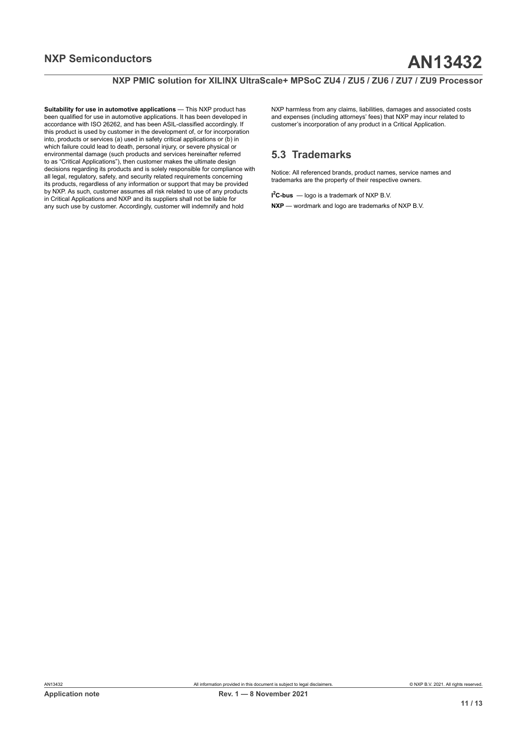**Suitability for use in automotive applications** — This NXP product has been qualified for use in automotive applications. It has been developed in accordance with ISO 26262, and has been ASIL-classified accordingly. If this product is used by customer in the development of, or for incorporation into, products or services (a) used in safety critical applications or (b) in which failure could lead to death, personal injury, or severe physical or environmental damage (such products and services hereinafter referred to as "Critical Applications"), then customer makes the ultimate design decisions regarding its products and is solely responsible for compliance with all legal, regulatory, safety, and security related requirements concerning its products, regardless of any information or support that may be provided by NXP. As such, customer assumes all risk related to use of any products in Critical Applications and NXP and its suppliers shall not be liable for any such use by customer. Accordingly, customer will indemnify and hold NXP harmless from any claims, liabilities, damages and associated costs and expenses (including attorneys' fees) that NXP may incur related to customer's incorporation of any product in a Critical Application.

## 5.3 Trademarks

Notice: All referenced brands, product names, service names and trademarks are the property of their respective owners.

**$I^2$C-bus** — logo is a trademark of NXP B.V.

**NXP** — wordmark and logo are trademarks of NXP B.V.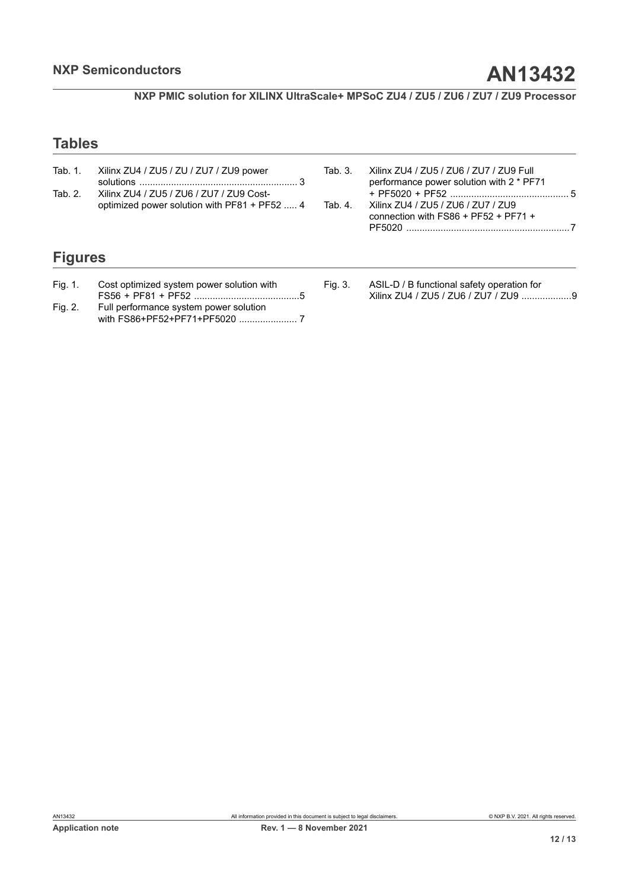## Tables

Tab. 1. Xilinx ZU4 / ZU5 / ZU / ZU7 / ZU9 power solutions ........................................................... 3

Tab. 2. Xilinx ZU4 / ZU5 / ZU6 / ZU7 / ZU9 Cost-optimized power solution with PF81 + PF52 ..... 4

Tab. 3. Xilinx ZU4 / ZU5 / ZU6 / ZU7 / ZU9 Full performance power solution with 2 * PF71 + PF5020 + PF52 ............................................ 5

Tab. 4. Xilinx ZU4 / ZU5 / ZU6 / ZU7 / ZU9 connection with FS86 + PF52 + PF71 + PF5020 .............................................................7

## Figures

Fig. 1. Cost optimized system power solution with FS56 + PF81 + PF52 .......................................5

Fig. 2. Full performance system power solution with FS86+PF52+PF71+PF5020 ...................... 7

Fig. 3. ASIL-D / B functional safety operation for Xilinx ZU4 / ZU5 / ZU6 / ZU7 / ZU9 ...................9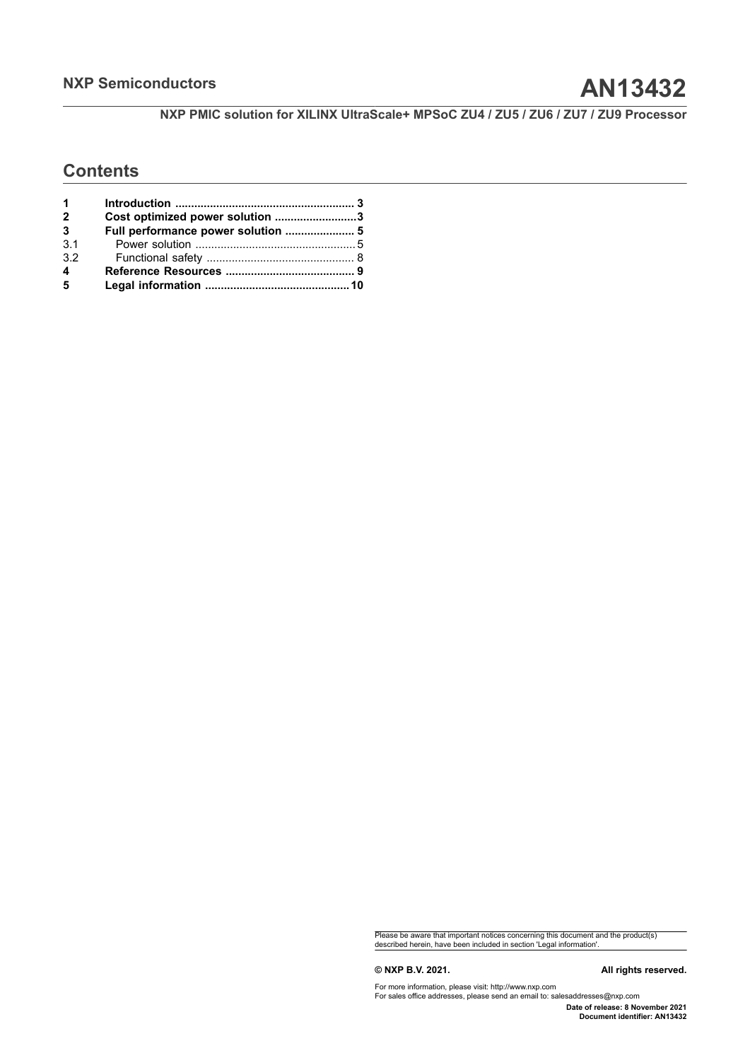# Contents

| | | |
|---|---|---|
| **1** | **Introduction** | **3** |
| **2** | **Cost optimized power solution** | **3** |
| **3** | **Full performance power solution** | **5** |
| 3.1 | Power solution | 5 |
| 3.2 | Functional safety | 8 |
| **4** | **Reference Resources** | **9** |
| **5** | **Legal information** | **10** |

Please be aware that important notices concerning this document and the product(s) described herein, have been included in section 'Legal information'.

**© NXP B.V. 2021.** **All rights reserved.**

For more information, please visit: http://www.nxp.com
For sales office addresses, please send an email to: salesaddresses@nxp.com

**Date of release: 8 November 2021**
**Document identifier: AN13432**